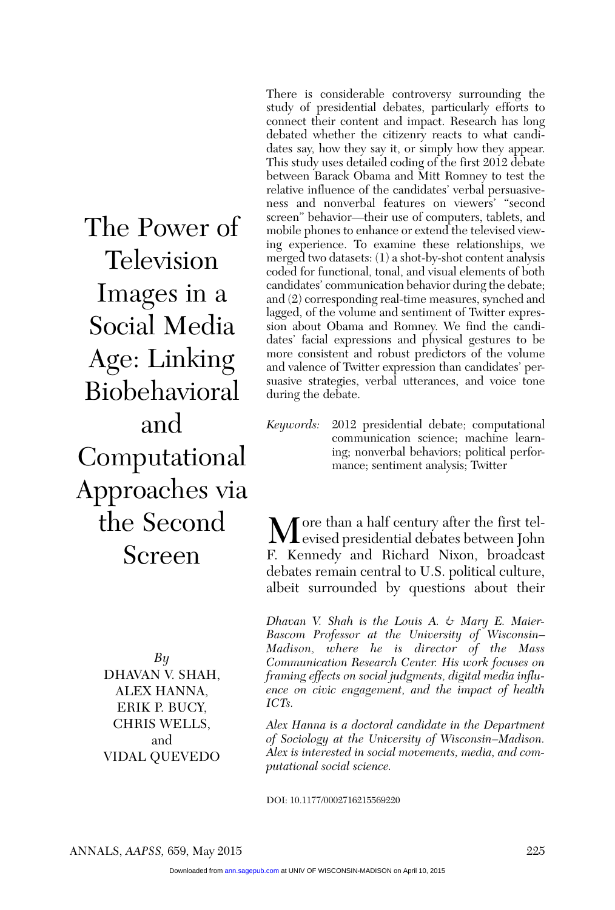# The Power of Television Images in a Social Media Age: Linking Biobehavioral and Computational Approaches via the Second Screen

*By*
DHAVAN V. SHAH,
ALEX HANNA,
ERIK P. BUCY,
CHRIS WELLS,
and
VIDAL QUEVEDO

There is considerable controversy surrounding the study of presidential debates, particularly efforts to connect their content and impact. Research has long debated whether the citizenry reacts to what candidates say, how they say it, or simply how they appear. This study uses detailed coding of the first 2012 debate between Barack Obama and Mitt Romney to test the relative influence of the candidates' verbal persuasiveness and nonverbal features on viewers' "second screen" behavior—their use of computers, tablets, and mobile phones to enhance or extend the televised viewing experience. To examine these relationships, we merged two datasets: (1) a shot-by-shot content analysis coded for functional, tonal, and visual elements of both candidates' communication behavior during the debate; and (2) corresponding real-time measures, synched and lagged, of the volume and sentiment of Twitter expression about Obama and Romney. We find the candidates' facial expressions and physical gestures to be more consistent and robust predictors of the volume and valence of Twitter expression than candidates' persuasive strategies, verbal utterances, and voice tone during the debate.

*Keywords:* 2012 presidential debate; computational communication science; machine learning; nonverbal behaviors; political performance; sentiment analysis; Twitter

More than a half century after the first televised presidential debates between John F. Kennedy and Richard Nixon, broadcast debates remain central to U.S. political culture, albeit surrounded by questions about their

*Dhavan V. Shah is the Louis A. & Mary E. Maier-Bascom Professor at the University of Wisconsin–Madison, where he is director of the Mass Communication Research Center. His work focuses on framing effects on social judgments, digital media influence on civic engagement, and the impact of health ICTs.*

*Alex Hanna is a doctoral candidate in the Department of Sociology at the University of Wisconsin–Madison. Alex is interested in social movements, media, and computational social science.*

DOI: 10.1177/0002716215569220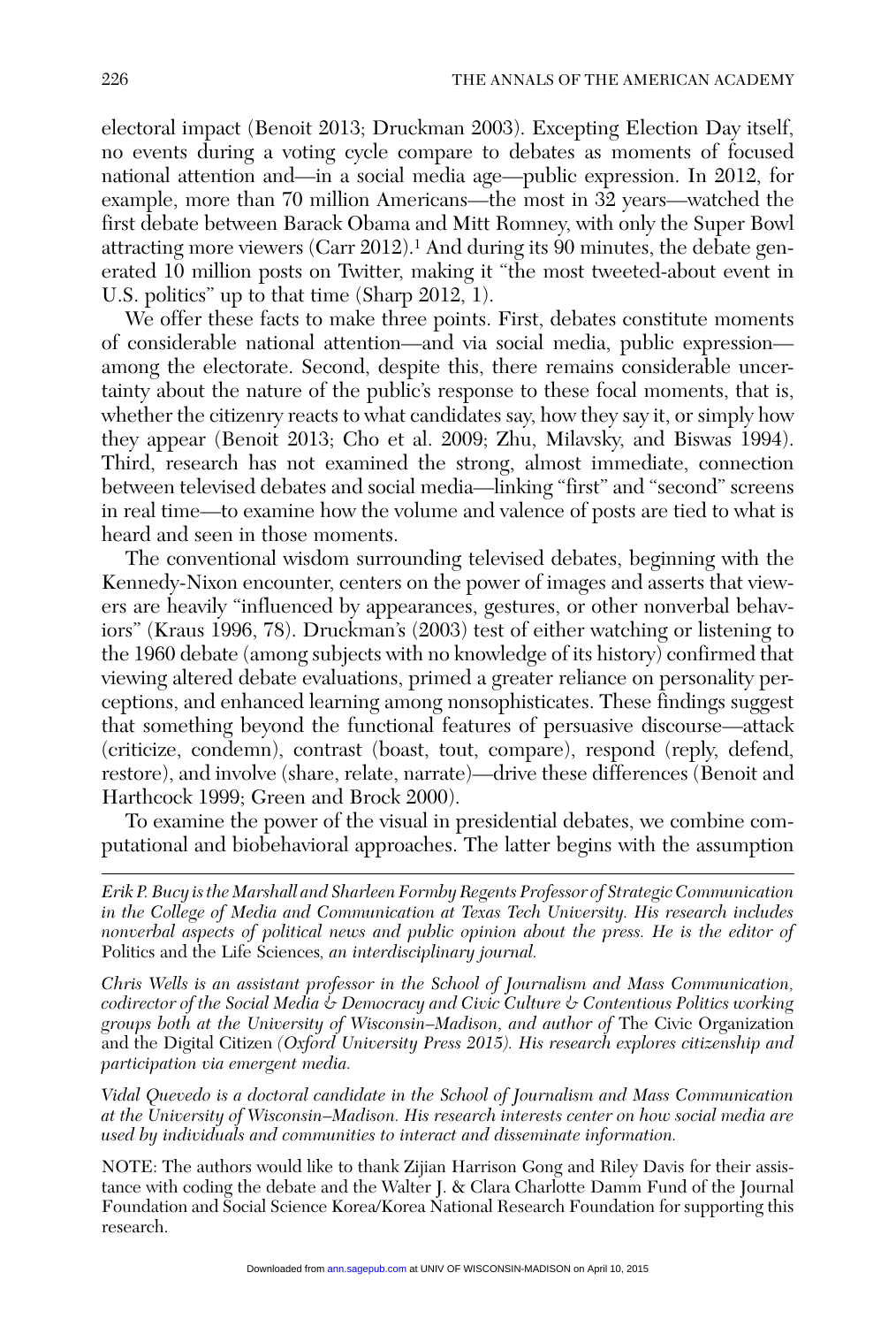electoral impact (Benoit 2013; Druckman 2003). Excepting Election Day itself, no events during a voting cycle compare to debates as moments of focused national attention and—in a social media age—public expression. In 2012, for example, more than 70 million Americans—the most in 32 years—watched the first debate between Barack Obama and Mitt Romney, with only the Super Bowl attracting more viewers (Carr 2012).[1] And during its 90 minutes, the debate generated 10 million posts on Twitter, making it "the most tweeted-about event in U.S. politics" up to that time (Sharp 2012, 1).

We offer these facts to make three points. First, debates constitute moments of considerable national attention—and via social media, public expression—among the electorate. Second, despite this, there remains considerable uncertainty about the nature of the public's response to these focal moments, that is, whether the citizenry reacts to what candidates say, how they say it, or simply how they appear (Benoit 2013; Cho et al. 2009; Zhu, Milavsky, and Biswas 1994). Third, research has not examined the strong, almost immediate, connection between televised debates and social media—linking "first" and "second" screens in real time—to examine how the volume and valence of posts are tied to what is heard and seen in those moments.

The conventional wisdom surrounding televised debates, beginning with the Kennedy-Nixon encounter, centers on the power of images and asserts that viewers are heavily "influenced by appearances, gestures, or other nonverbal behaviors" (Kraus 1996, 78). Druckman's (2003) test of either watching or listening to the 1960 debate (among subjects with no knowledge of its history) confirmed that viewing altered debate evaluations, primed a greater reliance on personality perceptions, and enhanced learning among nonsophisticates. These findings suggest that something beyond the functional features of persuasive discourse—attack (criticize, condemn), contrast (boast, tout, compare), respond (reply, defend, restore), and involve (share, relate, narrate)—drive these differences (Benoit and Harthcock 1999; Green and Brock 2000).

To examine the power of the visual in presidential debates, we combine computational and biobehavioral approaches. The latter begins with the assumption

---

*Erik P. Bucy is the Marshall and Sharleen Formby Regents Professor of Strategic Communication in the College of Media and Communication at Texas Tech University. His research includes nonverbal aspects of political news and public opinion about the press. He is the editor of* Politics and the Life Sciences, *an interdisciplinary journal.*

*Chris Wells is an assistant professor in the School of Journalism and Mass Communication, codirector of the Social Media & Democracy and Civic Culture & Contentious Politics working groups both at the University of Wisconsin–Madison, and author of* The Civic Organization and the Digital Citizen *(Oxford University Press 2015). His research explores citizenship and participation via emergent media.*

*Vidal Quevedo is a doctoral candidate in the School of Journalism and Mass Communication at the University of Wisconsin–Madison. His research interests center on how social media are used by individuals and communities to interact and disseminate information.*

NOTE: The authors would like to thank Zijian Harrison Gong and Riley Davis for their assistance with coding the debate and the Walter J. & Clara Charlotte Damm Fund of the Journal Foundation and Social Science Korea/Korea National Research Foundation for supporting this research.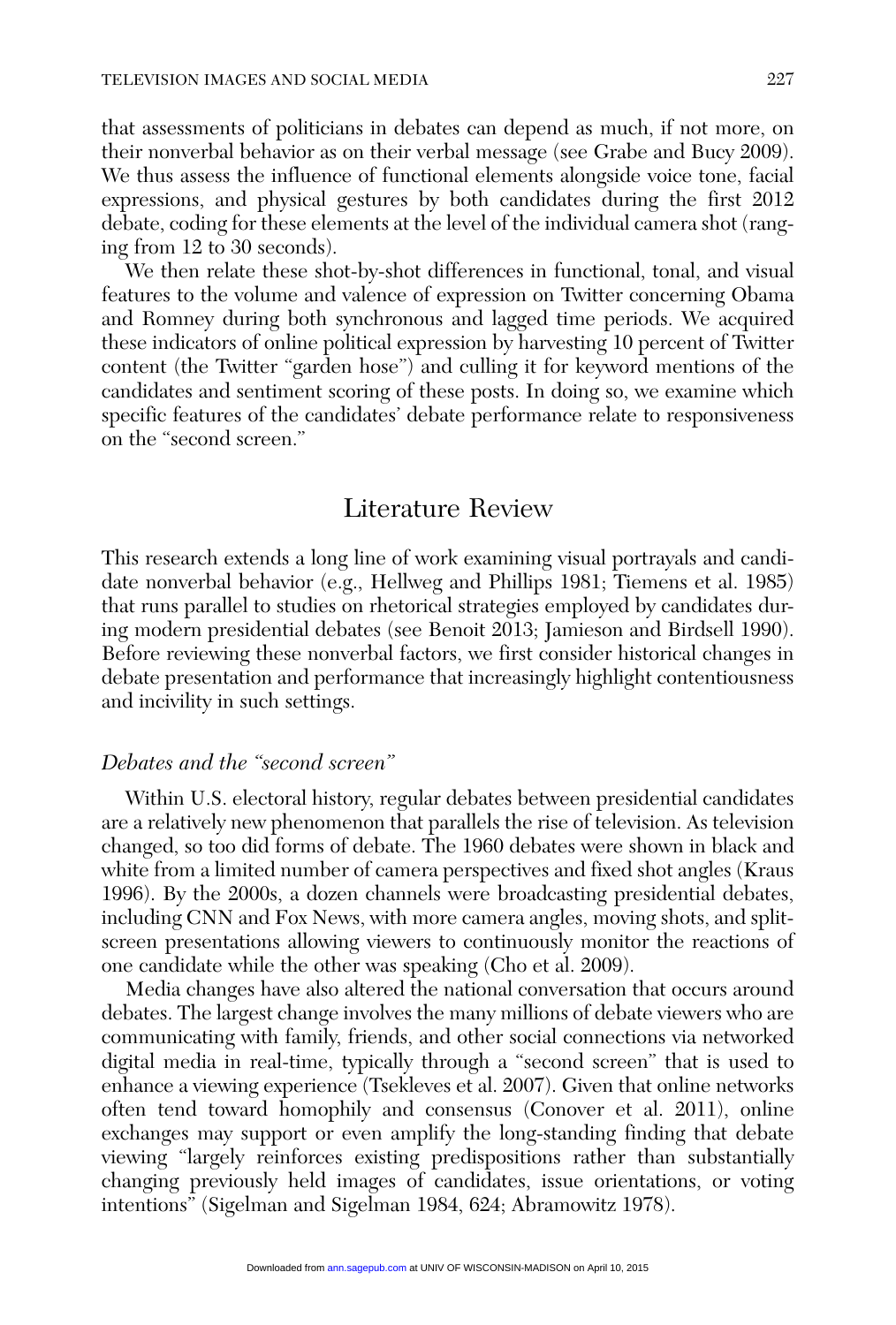that assessments of politicians in debates can depend as much, if not more, on their nonverbal behavior as on their verbal message (see Grabe and Bucy 2009). We thus assess the influence of functional elements alongside voice tone, facial expressions, and physical gestures by both candidates during the first 2012 debate, coding for these elements at the level of the individual camera shot (ranging from 12 to 30 seconds).

We then relate these shot-by-shot differences in functional, tonal, and visual features to the volume and valence of expression on Twitter concerning Obama and Romney during both synchronous and lagged time periods. We acquired these indicators of online political expression by harvesting 10 percent of Twitter content (the Twitter "garden hose") and culling it for keyword mentions of the candidates and sentiment scoring of these posts. In doing so, we examine which specific features of the candidates' debate performance relate to responsiveness on the "second screen."

## Literature Review

This research extends a long line of work examining visual portrayals and candidate nonverbal behavior (e.g., Hellweg and Phillips 1981; Tiemens et al. 1985) that runs parallel to studies on rhetorical strategies employed by candidates during modern presidential debates (see Benoit 2013; Jamieson and Birdsell 1990). Before reviewing these nonverbal factors, we first consider historical changes in debate presentation and performance that increasingly highlight contentiousness and incivility in such settings.

### *Debates and the "second screen"*

Within U.S. electoral history, regular debates between presidential candidates are a relatively new phenomenon that parallels the rise of television. As television changed, so too did forms of debate. The 1960 debates were shown in black and white from a limited number of camera perspectives and fixed shot angles (Kraus 1996). By the 2000s, a dozen channels were broadcasting presidential debates, including CNN and Fox News, with more camera angles, moving shots, and split-screen presentations allowing viewers to continuously monitor the reactions of one candidate while the other was speaking (Cho et al. 2009).

Media changes have also altered the national conversation that occurs around debates. The largest change involves the many millions of debate viewers who are communicating with family, friends, and other social connections via networked digital media in real-time, typically through a "second screen" that is used to enhance a viewing experience (Tsekleves et al. 2007). Given that online networks often tend toward homophily and consensus (Conover et al. 2011), online exchanges may support or even amplify the long-standing finding that debate viewing "largely reinforces existing predispositions rather than substantially changing previously held images of candidates, issue orientations, or voting intentions" (Sigelman and Sigelman 1984, 624; Abramowitz 1978).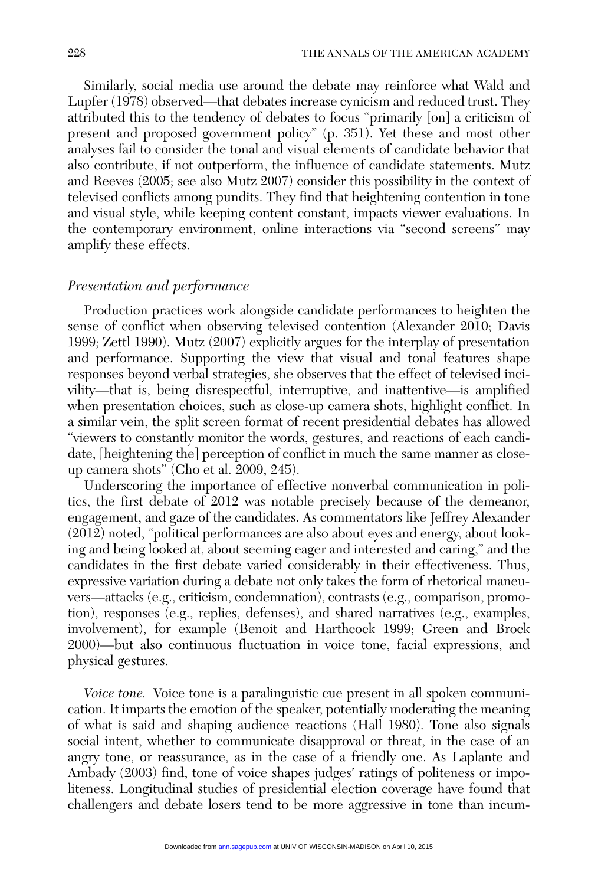Similarly, social media use around the debate may reinforce what Wald and Lupfer (1978) observed—that debates increase cynicism and reduced trust. They attributed this to the tendency of debates to focus "primarily [on] a criticism of present and proposed government policy" (p. 351). Yet these and most other analyses fail to consider the tonal and visual elements of candidate behavior that also contribute, if not outperform, the influence of candidate statements. Mutz and Reeves (2005; see also Mutz 2007) consider this possibility in the context of televised conflicts among pundits. They find that heightening contention in tone and visual style, while keeping content constant, impacts viewer evaluations. In the contemporary environment, online interactions via "second screens" may amplify these effects.

### *Presentation and performance*

Production practices work alongside candidate performances to heighten the sense of conflict when observing televised contention (Alexander 2010; Davis 1999; Zettl 1990). Mutz (2007) explicitly argues for the interplay of presentation and performance. Supporting the view that visual and tonal features shape responses beyond verbal strategies, she observes that the effect of televised incivility—that is, being disrespectful, interruptive, and inattentive—is amplified when presentation choices, such as close-up camera shots, highlight conflict. In a similar vein, the split screen format of recent presidential debates has allowed "viewers to constantly monitor the words, gestures, and reactions of each candidate, [heightening the] perception of conflict in much the same manner as close-up camera shots" (Cho et al. 2009, 245).

Underscoring the importance of effective nonverbal communication in politics, the first debate of 2012 was notable precisely because of the demeanor, engagement, and gaze of the candidates. As commentators like Jeffrey Alexander (2012) noted, "political performances are also about eyes and energy, about looking and being looked at, about seeming eager and interested and caring," and the candidates in the first debate varied considerably in their effectiveness. Thus, expressive variation during a debate not only takes the form of rhetorical maneuvers—attacks (e.g., criticism, condemnation), contrasts (e.g., comparison, promotion), responses (e.g., replies, defenses), and shared narratives (e.g., examples, involvement), for example (Benoit and Harthcock 1999; Green and Brock 2000)—but also continuous fluctuation in voice tone, facial expressions, and physical gestures.

*Voice tone.* Voice tone is a paralinguistic cue present in all spoken communication. It imparts the emotion of the speaker, potentially moderating the meaning of what is said and shaping audience reactions (Hall 1980). Tone also signals social intent, whether to communicate disapproval or threat, in the case of an angry tone, or reassurance, as in the case of a friendly one. As Laplante and Ambady (2003) find, tone of voice shapes judges' ratings of politeness or impoliteness. Longitudinal studies of presidential election coverage have found that challengers and debate losers tend to be more aggressive in tone than incum-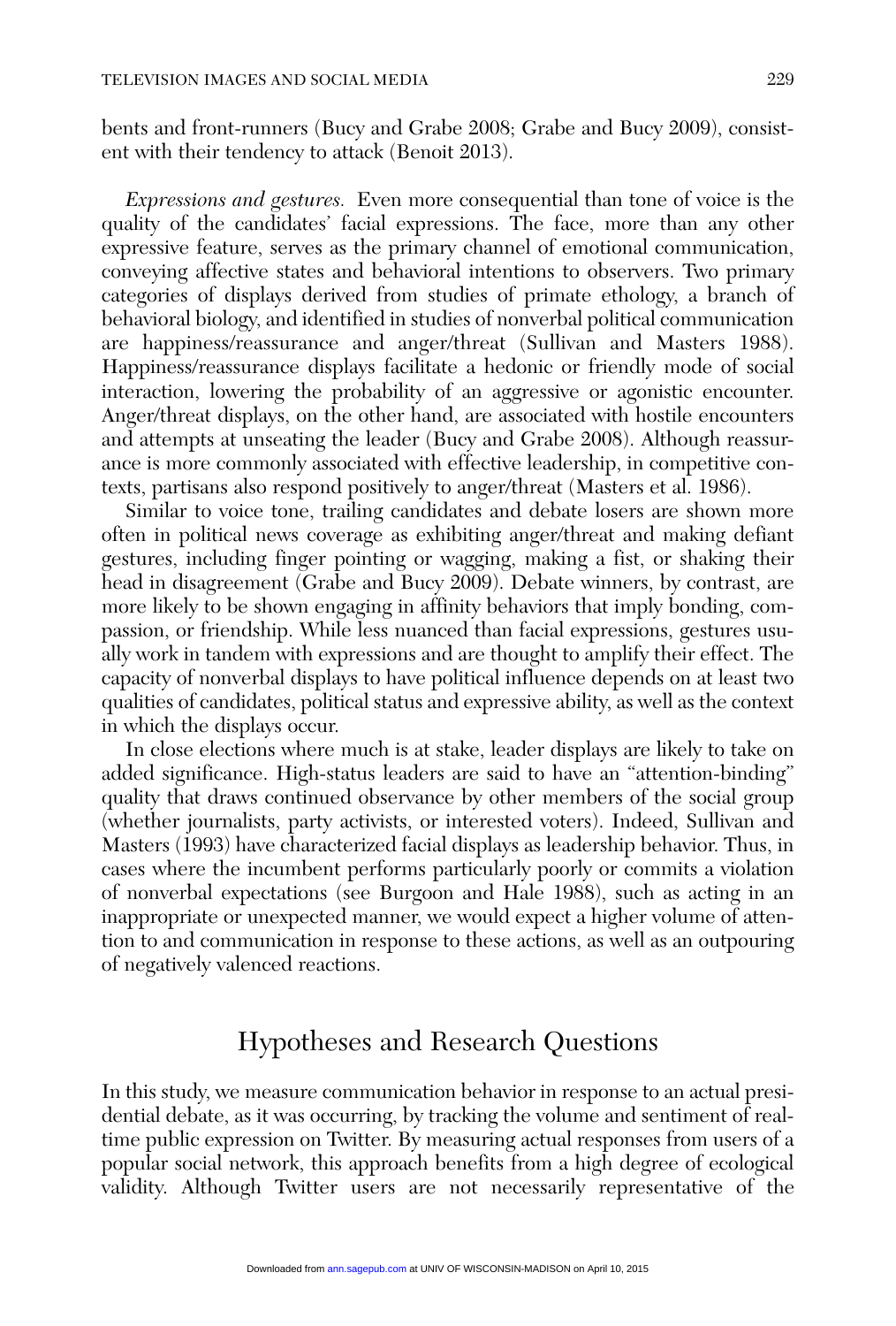bents and front-runners (Bucy and Grabe 2008; Grabe and Bucy 2009), consistent with their tendency to attack (Benoit 2013).

*Expressions and gestures.* Even more consequential than tone of voice is the quality of the candidates' facial expressions. The face, more than any other expressive feature, serves as the primary channel of emotional communication, conveying affective states and behavioral intentions to observers. Two primary categories of displays derived from studies of primate ethology, a branch of behavioral biology, and identified in studies of nonverbal political communication are happiness/reassurance and anger/threat (Sullivan and Masters 1988). Happiness/reassurance displays facilitate a hedonic or friendly mode of social interaction, lowering the probability of an aggressive or agonistic encounter. Anger/threat displays, on the other hand, are associated with hostile encounters and attempts at unseating the leader (Bucy and Grabe 2008). Although reassurance is more commonly associated with effective leadership, in competitive contexts, partisans also respond positively to anger/threat (Masters et al. 1986).

Similar to voice tone, trailing candidates and debate losers are shown more often in political news coverage as exhibiting anger/threat and making defiant gestures, including finger pointing or wagging, making a fist, or shaking their head in disagreement (Grabe and Bucy 2009). Debate winners, by contrast, are more likely to be shown engaging in affinity behaviors that imply bonding, compassion, or friendship. While less nuanced than facial expressions, gestures usually work in tandem with expressions and are thought to amplify their effect. The capacity of nonverbal displays to have political influence depends on at least two qualities of candidates, political status and expressive ability, as well as the context in which the displays occur.

In close elections where much is at stake, leader displays are likely to take on added significance. High-status leaders are said to have an "attention-binding" quality that draws continued observance by other members of the social group (whether journalists, party activists, or interested voters). Indeed, Sullivan and Masters (1993) have characterized facial displays as leadership behavior. Thus, in cases where the incumbent performs particularly poorly or commits a violation of nonverbal expectations (see Burgoon and Hale 1988), such as acting in an inappropriate or unexpected manner, we would expect a higher volume of attention to and communication in response to these actions, as well as an outpouring of negatively valenced reactions.

## Hypotheses and Research Questions

In this study, we measure communication behavior in response to an actual presidential debate, as it was occurring, by tracking the volume and sentiment of real-time public expression on Twitter. By measuring actual responses from users of a popular social network, this approach benefits from a high degree of ecological validity. Although Twitter users are not necessarily representative of the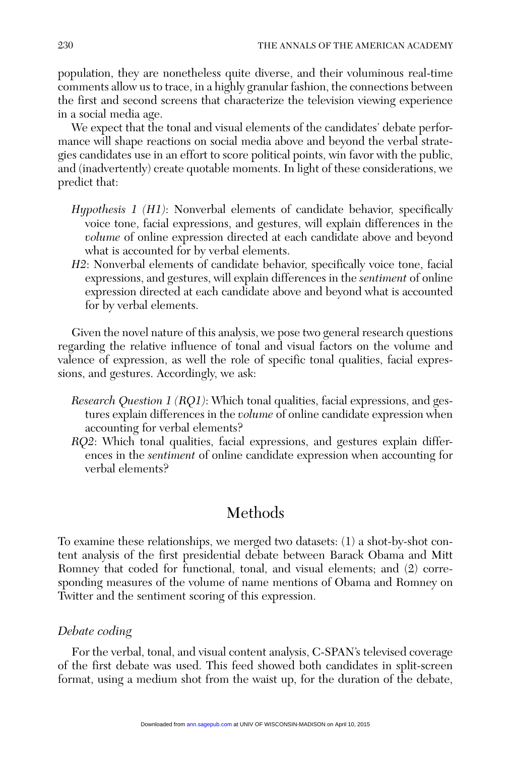population, they are nonetheless quite diverse, and their voluminous real-time comments allow us to trace, in a highly granular fashion, the connections between the first and second screens that characterize the television viewing experience in a social media age.

We expect that the tonal and visual elements of the candidates' debate performance will shape reactions on social media above and beyond the verbal strategies candidates use in an effort to score political points, win favor with the public, and (inadvertently) create quotable moments. In light of these considerations, we predict that:

*Hypothesis 1 (H1)*: Nonverbal elements of candidate behavior, specifically voice tone, facial expressions, and gestures, will explain differences in the *volume* of online expression directed at each candidate above and beyond what is accounted for by verbal elements.

*H2*: Nonverbal elements of candidate behavior, specifically voice tone, facial expressions, and gestures, will explain differences in the *sentiment* of online expression directed at each candidate above and beyond what is accounted for by verbal elements.

Given the novel nature of this analysis, we pose two general research questions regarding the relative influence of tonal and visual factors on the volume and valence of expression, as well the role of specific tonal qualities, facial expressions, and gestures. Accordingly, we ask:

*Research Question 1 (RQ1)*: Which tonal qualities, facial expressions, and gestures explain differences in the *volume* of online candidate expression when accounting for verbal elements?

*RQ2*: Which tonal qualities, facial expressions, and gestures explain differences in the *sentiment* of online candidate expression when accounting for verbal elements?

## Methods

To examine these relationships, we merged two datasets: (1) a shot-by-shot content analysis of the first presidential debate between Barack Obama and Mitt Romney that coded for functional, tonal, and visual elements; and (2) corresponding measures of the volume of name mentions of Obama and Romney on Twitter and the sentiment scoring of this expression.

### *Debate coding*

For the verbal, tonal, and visual content analysis, C-SPAN's televised coverage of the first debate was used. This feed showed both candidates in split-screen format, using a medium shot from the waist up, for the duration of the debate,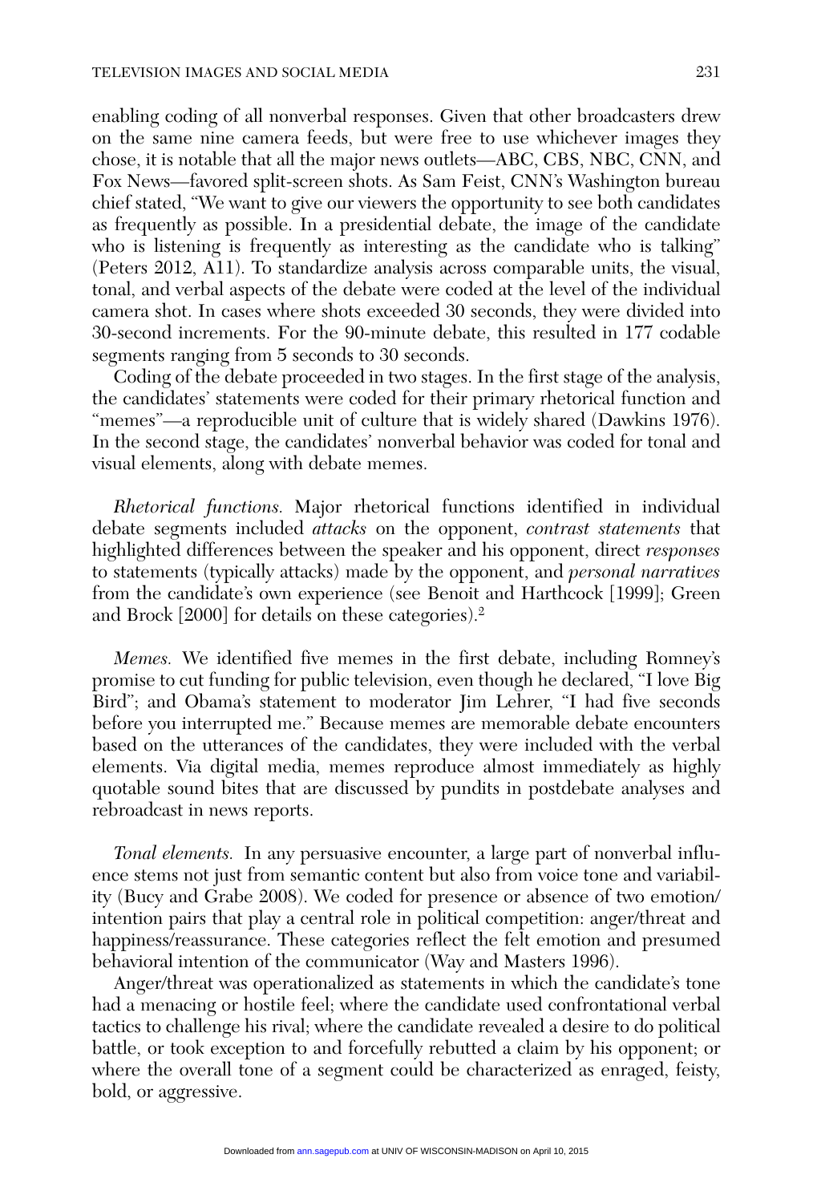enabling coding of all nonverbal responses. Given that other broadcasters drew on the same nine camera feeds, but were free to use whichever images they chose, it is notable that all the major news outlets—ABC, CBS, NBC, CNN, and Fox News—favored split-screen shots. As Sam Feist, CNN's Washington bureau chief stated, "We want to give our viewers the opportunity to see both candidates as frequently as possible. In a presidential debate, the image of the candidate who is listening is frequently as interesting as the candidate who is talking" (Peters 2012, A11). To standardize analysis across comparable units, the visual, tonal, and verbal aspects of the debate were coded at the level of the individual camera shot. In cases where shots exceeded 30 seconds, they were divided into 30-second increments. For the 90-minute debate, this resulted in 177 codable segments ranging from 5 seconds to 30 seconds.

Coding of the debate proceeded in two stages. In the first stage of the analysis, the candidates' statements were coded for their primary rhetorical function and "memes"—a reproducible unit of culture that is widely shared (Dawkins 1976). In the second stage, the candidates' nonverbal behavior was coded for tonal and visual elements, along with debate memes.

*Rhetorical functions.* Major rhetorical functions identified in individual debate segments included *attacks* on the opponent, *contrast statements* that highlighted differences between the speaker and his opponent, direct *responses* to statements (typically attacks) made by the opponent, and *personal narratives* from the candidate's own experience (see Benoit and Harthcock [1999]; Green and Brock [2000] for details on these categories).[2]

*Memes.* We identified five memes in the first debate, including Romney's promise to cut funding for public television, even though he declared, "I love Big Bird"; and Obama's statement to moderator Jim Lehrer, "I had five seconds before you interrupted me." Because memes are memorable debate encounters based on the utterances of the candidates, they were included with the verbal elements. Via digital media, memes reproduce almost immediately as highly quotable sound bites that are discussed by pundits in postdebate analyses and rebroadcast in news reports.

*Tonal elements.* In any persuasive encounter, a large part of nonverbal influence stems not just from semantic content but also from voice tone and variability (Bucy and Grabe 2008). We coded for presence or absence of two emotion/intention pairs that play a central role in political competition: anger/threat and happiness/reassurance. These categories reflect the felt emotion and presumed behavioral intention of the communicator (Way and Masters 1996).

Anger/threat was operationalized as statements in which the candidate's tone had a menacing or hostile feel; where the candidate used confrontational verbal tactics to challenge his rival; where the candidate revealed a desire to do political battle, or took exception to and forcefully rebutted a claim by his opponent; or where the overall tone of a segment could be characterized as enraged, feisty, bold, or aggressive.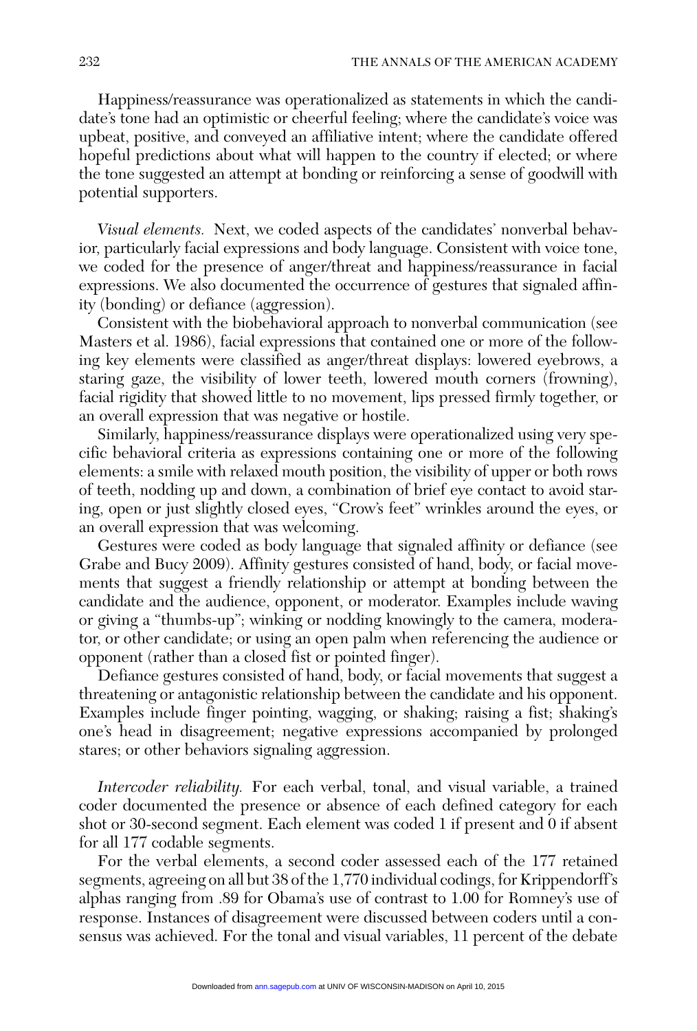Happiness/reassurance was operationalized as statements in which the candidate's tone had an optimistic or cheerful feeling; where the candidate's voice was upbeat, positive, and conveyed an affiliative intent; where the candidate offered hopeful predictions about what will happen to the country if elected; or where the tone suggested an attempt at bonding or reinforcing a sense of goodwill with potential supporters.

*Visual elements.* Next, we coded aspects of the candidates' nonverbal behavior, particularly facial expressions and body language. Consistent with voice tone, we coded for the presence of anger/threat and happiness/reassurance in facial expressions. We also documented the occurrence of gestures that signaled affinity (bonding) or defiance (aggression).

Consistent with the biobehavioral approach to nonverbal communication (see Masters et al. 1986), facial expressions that contained one or more of the following key elements were classified as anger/threat displays: lowered eyebrows, a staring gaze, the visibility of lower teeth, lowered mouth corners (frowning), facial rigidity that showed little to no movement, lips pressed firmly together, or an overall expression that was negative or hostile.

Similarly, happiness/reassurance displays were operationalized using very specific behavioral criteria as expressions containing one or more of the following elements: a smile with relaxed mouth position, the visibility of upper or both rows of teeth, nodding up and down, a combination of brief eye contact to avoid staring, open or just slightly closed eyes, "Crow's feet" wrinkles around the eyes, or an overall expression that was welcoming.

Gestures were coded as body language that signaled affinity or defiance (see Grabe and Bucy 2009). Affinity gestures consisted of hand, body, or facial movements that suggest a friendly relationship or attempt at bonding between the candidate and the audience, opponent, or moderator. Examples include waving or giving a "thumbs-up"; winking or nodding knowingly to the camera, moderator, or other candidate; or using an open palm when referencing the audience or opponent (rather than a closed fist or pointed finger).

Defiance gestures consisted of hand, body, or facial movements that suggest a threatening or antagonistic relationship between the candidate and his opponent. Examples include finger pointing, wagging, or shaking; raising a fist; shaking's one's head in disagreement; negative expressions accompanied by prolonged stares; or other behaviors signaling aggression.

*Intercoder reliability.* For each verbal, tonal, and visual variable, a trained coder documented the presence or absence of each defined category for each shot or 30-second segment. Each element was coded 1 if present and 0 if absent for all 177 codable segments.

For the verbal elements, a second coder assessed each of the 177 retained segments, agreeing on all but 38 of the 1,770 individual codings, for Krippendorff's alphas ranging from .89 for Obama's use of contrast to 1.00 for Romney's use of response. Instances of disagreement were discussed between coders until a consensus was achieved. For the tonal and visual variables, 11 percent of the debate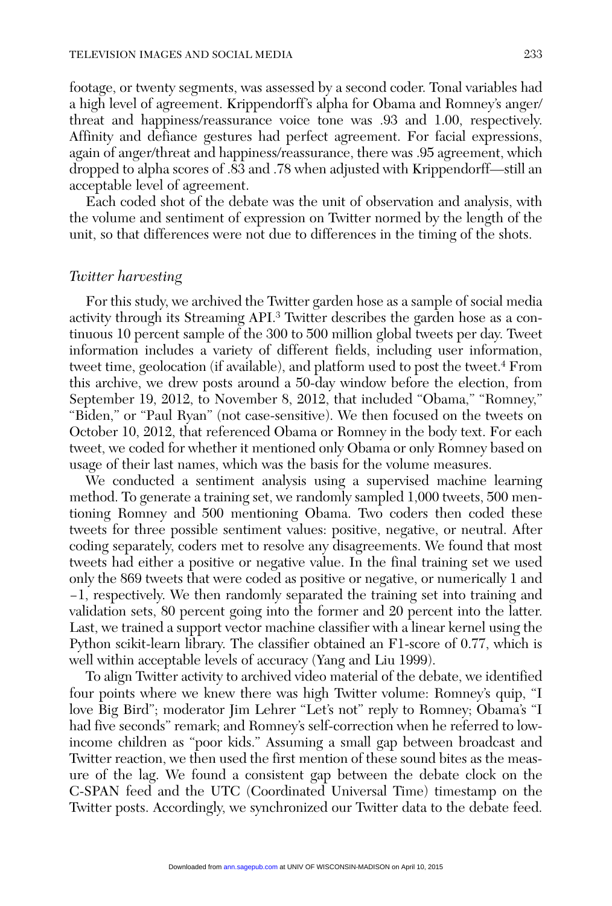footage, or twenty segments, was assessed by a second coder. Tonal variables had a high level of agreement. Krippendorff's alpha for Obama and Romney's anger/threat and happiness/reassurance voice tone was .93 and 1.00, respectively. Affinity and defiance gestures had perfect agreement. For facial expressions, again of anger/threat and happiness/reassurance, there was .95 agreement, which dropped to alpha scores of .83 and .78 when adjusted with Krippendorff—still an acceptable level of agreement.

Each coded shot of the debate was the unit of observation and analysis, with the volume and sentiment of expression on Twitter normed by the length of the unit, so that differences were not due to differences in the timing of the shots.

### *Twitter harvesting*

For this study, we archived the Twitter garden hose as a sample of social media activity through its Streaming API.[3] Twitter describes the garden hose as a continuous 10 percent sample of the 300 to 500 million global tweets per day. Tweet information includes a variety of different fields, including user information, tweet time, geolocation (if available), and platform used to post the tweet.[4] From this archive, we drew posts around a 50-day window before the election, from September 19, 2012, to November 8, 2012, that included "Obama," "Romney," "Biden," or "Paul Ryan" (not case-sensitive). We then focused on the tweets on October 10, 2012, that referenced Obama or Romney in the body text. For each tweet, we coded for whether it mentioned only Obama or only Romney based on usage of their last names, which was the basis for the volume measures.

We conducted a sentiment analysis using a supervised machine learning method. To generate a training set, we randomly sampled 1,000 tweets, 500 mentioning Romney and 500 mentioning Obama. Two coders then coded these tweets for three possible sentiment values: positive, negative, or neutral. After coding separately, coders met to resolve any disagreements. We found that most tweets had either a positive or negative value. In the final training set we used only the 869 tweets that were coded as positive or negative, or numerically 1 and –1, respectively. We then randomly separated the training set into training and validation sets, 80 percent going into the former and 20 percent into the latter. Last, we trained a support vector machine classifier with a linear kernel using the Python scikit-learn library. The classifier obtained an F1-score of 0.77, which is well within acceptable levels of accuracy (Yang and Liu 1999).

To align Twitter activity to archived video material of the debate, we identified four points where we knew there was high Twitter volume: Romney's quip, "I love Big Bird"; moderator Jim Lehrer "Let's not" reply to Romney; Obama's "I had five seconds" remark; and Romney's self-correction when he referred to low-income children as "poor kids." Assuming a small gap between broadcast and Twitter reaction, we then used the first mention of these sound bites as the measure of the lag. We found a consistent gap between the debate clock on the C-SPAN feed and the UTC (Coordinated Universal Time) timestamp on the Twitter posts. Accordingly, we synchronized our Twitter data to the debate feed.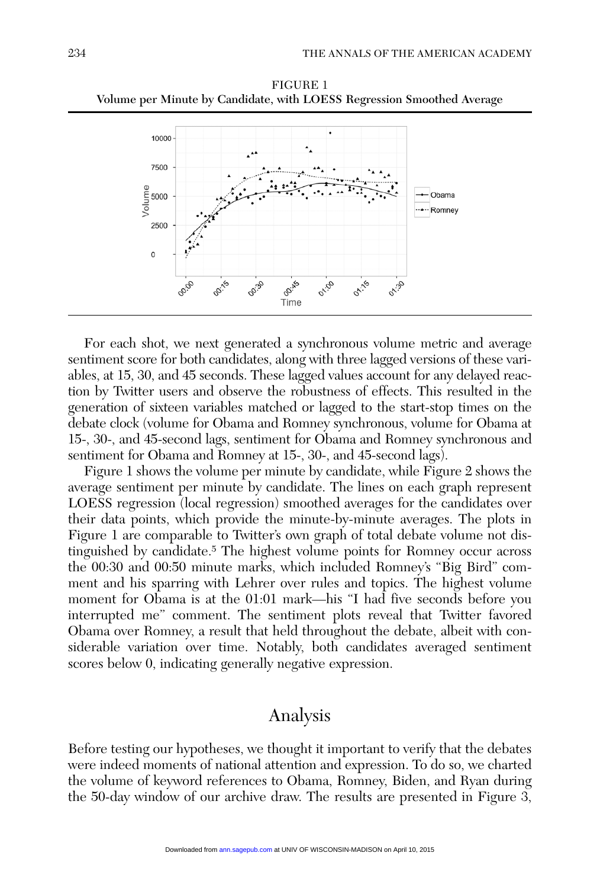FIGURE 1
**Volume per Minute by Candidate, with LOESS Regression Smoothed Average**

For each shot, we next generated a synchronous volume metric and average sentiment score for both candidates, along with three lagged versions of these variables, at 15, 30, and 45 seconds. These lagged values account for any delayed reaction by Twitter users and observe the robustness of effects. This resulted in the generation of sixteen variables matched or lagged to the start-stop times on the debate clock (volume for Obama and Romney synchronous, volume for Obama at 15-, 30-, and 45-second lags, sentiment for Obama and Romney synchronous and sentiment for Obama and Romney at 15-, 30-, and 45-second lags).

Figure 1 shows the volume per minute by candidate, while Figure 2 shows the average sentiment per minute by candidate. The lines on each graph represent LOESS regression (local regression) smoothed averages for the candidates over their data points, which provide the minute-by-minute averages. The plots in Figure 1 are comparable to Twitter's own graph of total debate volume not distinguished by candidate.[5] The highest volume points for Romney occur across the 00:30 and 00:50 minute marks, which included Romney's "Big Bird" comment and his sparring with Lehrer over rules and topics. The highest volume moment for Obama is at the 01:01 mark—his "I had five seconds before you interrupted me" comment. The sentiment plots reveal that Twitter favored Obama over Romney, a result that held throughout the debate, albeit with considerable variation over time. Notably, both candidates averaged sentiment scores below 0, indicating generally negative expression.

## Analysis

Before testing our hypotheses, we thought it important to verify that the debates were indeed moments of national attention and expression. To do so, we charted the volume of keyword references to Obama, Romney, Biden, and Ryan during the 50-day window of our archive draw. The results are presented in Figure 3,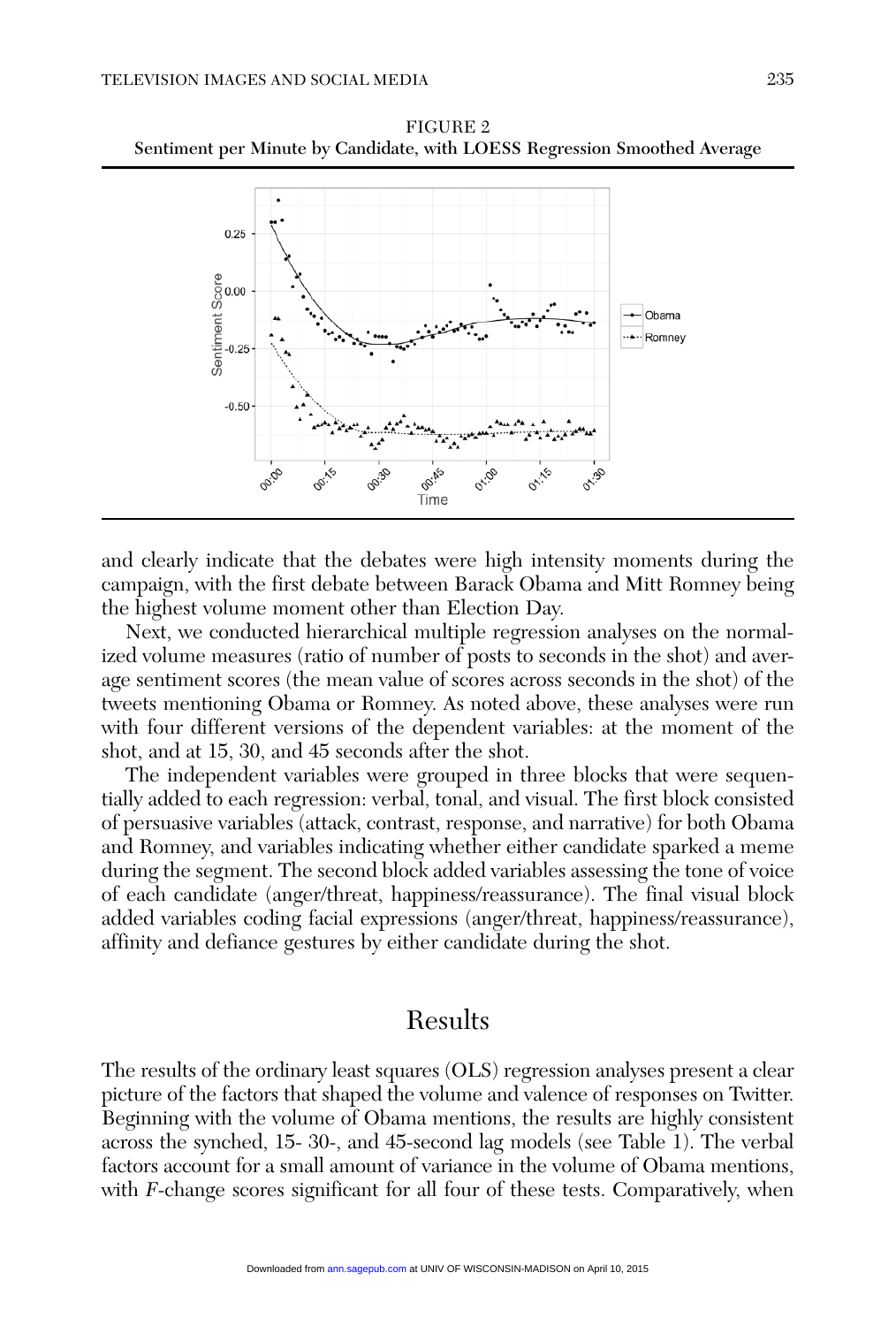FIGURE 2

**Sentiment per Minute by Candidate, with LOESS Regression Smoothed Average**

and clearly indicate that the debates were high intensity moments during the campaign, with the first debate between Barack Obama and Mitt Romney being the highest volume moment other than Election Day.

Next, we conducted hierarchical multiple regression analyses on the normalized volume measures (ratio of number of posts to seconds in the shot) and average sentiment scores (the mean value of scores across seconds in the shot) of the tweets mentioning Obama or Romney. As noted above, these analyses were run with four different versions of the dependent variables: at the moment of the shot, and at 15, 30, and 45 seconds after the shot.

The independent variables were grouped in three blocks that were sequentially added to each regression: verbal, tonal, and visual. The first block consisted of persuasive variables (attack, contrast, response, and narrative) for both Obama and Romney, and variables indicating whether either candidate sparked a meme during the segment. The second block added variables assessing the tone of voice of each candidate (anger/threat, happiness/reassurance). The final visual block added variables coding facial expressions (anger/threat, happiness/reassurance), affinity and defiance gestures by either candidate during the shot.

## Results

The results of the ordinary least squares (OLS) regression analyses present a clear picture of the factors that shaped the volume and valence of responses on Twitter. Beginning with the volume of Obama mentions, the results are highly consistent across the synched, 15- 30-, and 45-second lag models (see Table 1). The verbal factors account for a small amount of variance in the volume of Obama mentions, with *F*-change scores significant for all four of these tests. Comparatively, when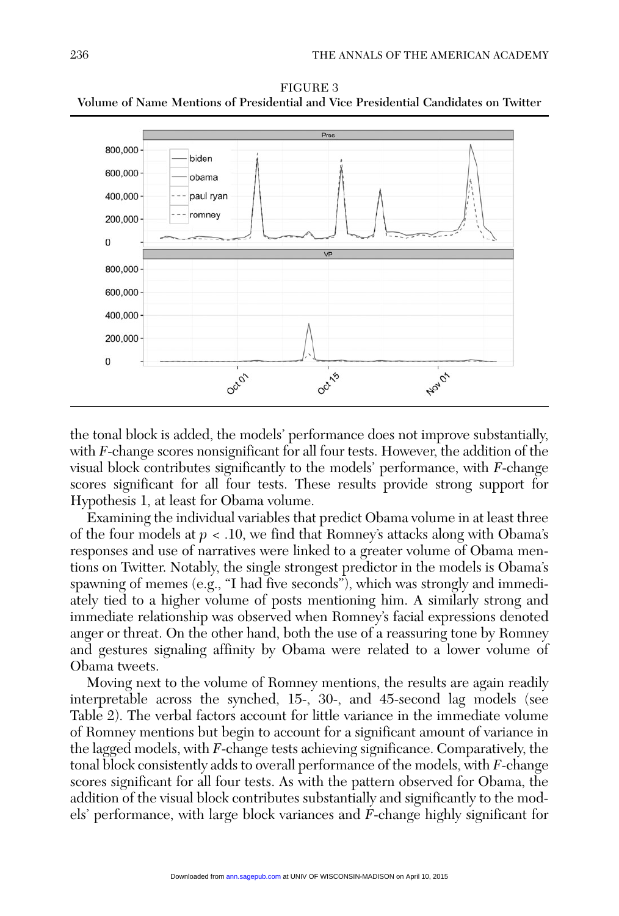FIGURE 3
**Volume of Name Mentions of Presidential and Vice Presidential Candidates on Twitter**

the tonal block is added, the models' performance does not improve substantially, with *F*-change scores nonsignificant for all four tests. However, the addition of the visual block contributes significantly to the models' performance, with *F*-change scores significant for all four tests. These results provide strong support for Hypothesis 1, at least for Obama volume.

Examining the individual variables that predict Obama volume in at least three of the four models at $p < .10$, we find that Romney's attacks along with Obama's responses and use of narratives were linked to a greater volume of Obama mentions on Twitter. Notably, the single strongest predictor in the models is Obama's spawning of memes (e.g., "I had five seconds"), which was strongly and immediately tied to a higher volume of posts mentioning him. A similarly strong and immediate relationship was observed when Romney's facial expressions denoted anger or threat. On the other hand, both the use of a reassuring tone by Romney and gestures signaling affinity by Obama were related to a lower volume of Obama tweets.

Moving next to the volume of Romney mentions, the results are again readily interpretable across the synched, 15-, 30-, and 45-second lag models (see Table 2). The verbal factors account for little variance in the immediate volume of Romney mentions but begin to account for a significant amount of variance in the lagged models, with *F*-change tests achieving significance. Comparatively, the tonal block consistently adds to overall performance of the models, with *F*-change scores significant for all four tests. As with the pattern observed for Obama, the addition of the visual block contributes substantially and significantly to the models' performance, with large block variances and *F*-change highly significant for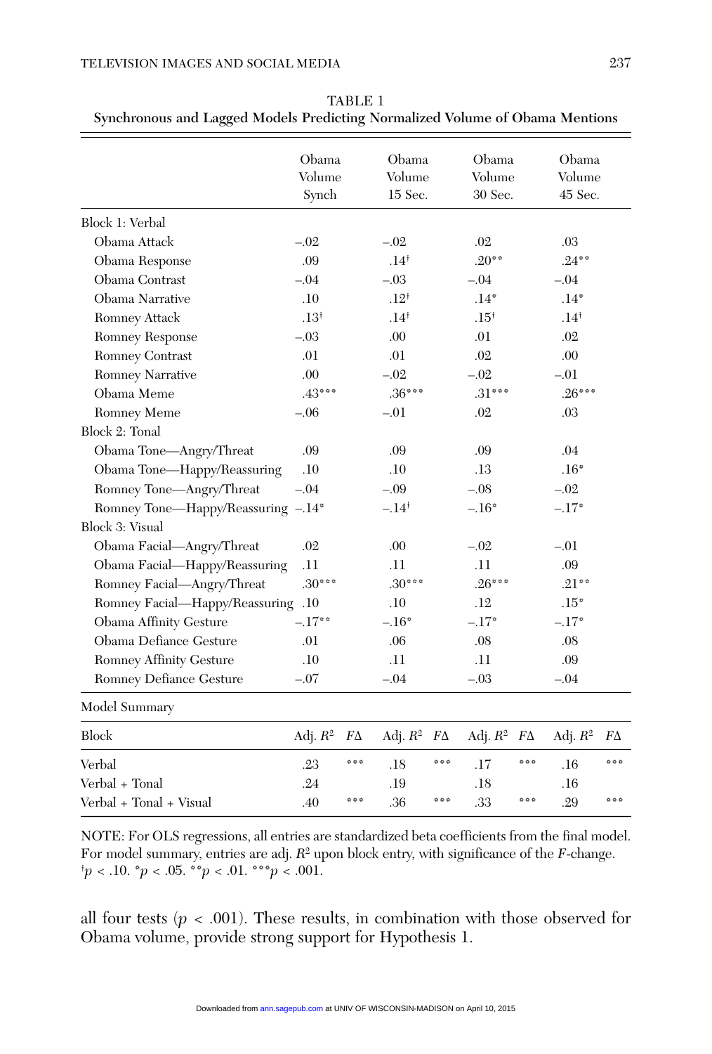TABLE 1
**Synchronous and Lagged Models Predicting Normalized Volume of Obama Mentions**

| | Obama Volume Synch | Obama Volume 15 Sec. | Obama Volume 30 Sec. | Obama Volume 45 Sec. |
|---|---|---|---|---|
| Block 1: Verbal | | | | |
| Obama Attack | –.02 | –.02 | .02 | .03 |
| Obama Response | .09 | .14† | .20** | .24** |
| Obama Contrast | –.04 | –.03 | –.04 | –.04 |
| Obama Narrative | .10 | .12† | .14* | .14* |
| Romney Attack | .13† | .14† | .15† | .14† |
| Romney Response | –.03 | .00 | .01 | .02 |
| Romney Contrast | .01 | .01 | .02 | .00 |
| Romney Narrative | .00 | –.02 | –.02 | –.01 |
| Obama Meme | .43*** | .36*** | .31*** | .26*** |
| Romney Meme | –.06 | –.01 | .02 | .03 |
| Block 2: Tonal | | | | |
| Obama Tone—Angry/Threat | .09 | .09 | .09 | .04 |
| Obama Tone—Happy/Reassuring | .10 | .10 | .13 | .16* |
| Romney Tone—Angry/Threat | –.04 | –.09 | –.08 | –.02 |
| Romney Tone—Happy/Reassuring | –.14* | –.14† | –.16* | –.17* |
| Block 3: Visual | | | | |
| Obama Facial—Angry/Threat | .02 | .00 | –.02 | –.01 |
| Obama Facial—Happy/Reassuring | .11 | .11 | .11 | .09 |
| Romney Facial—Angry/Threat | .30*** | .30*** | .26*** | .21** |
| Romney Facial—Happy/Reassuring | .10 | .10 | .12 | .15* |
| Obama Affinity Gesture | –.17** | –.16* | –.17* | –.17* |
| Obama Defiance Gesture | .01 | .06 | .08 | .08 |
| Romney Affinity Gesture | .10 | .11 | .11 | .09 |
| Romney Defiance Gesture | –.07 | –.04 | –.03 | –.04 |

Model Summary

| Block | Adj. $R^2$ | $F\Delta$ | Adj. $R^2$ | $F\Delta$ | Adj. $R^2$ | $F\Delta$ | Adj. $R^2$ | $F\Delta$ |
|---|---|---|---|---|---|---|---|---|
| Verbal | .23 | *** | .18 | *** | .17 | *** | .16 | *** |
| Verbal + Tonal | .24 | | .19 | | .18 | | .16 | |
| Verbal + Tonal + Visual | .40 | *** | .36 | *** | .33 | *** | .29 | *** |

NOTE: For OLS regressions, all entries are standardized beta coefficients from the final model. For model summary, entries are adj. $R^2$ upon block entry, with significance of the $F$-change. †$p < .10$. *$p < .05$. **$p < .01$. ***$p < .001$.

all four tests ($p < .001$). These results, in combination with those observed for Obama volume, provide strong support for Hypothesis 1.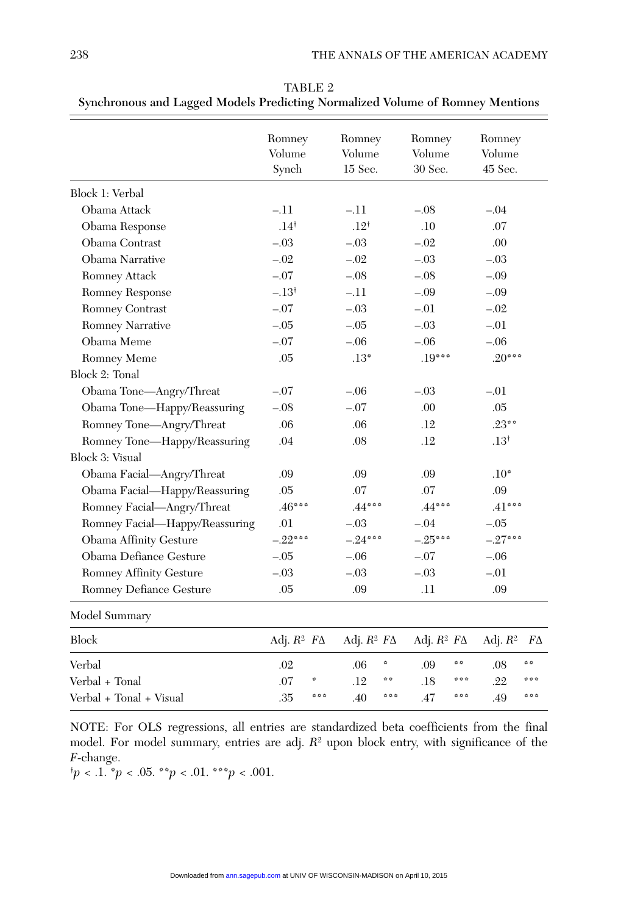TABLE 2
Synchronous and Lagged Models Predicting Normalized Volume of Romney Mentions

| | Romney Volume Synch | Romney Volume 15 Sec. | Romney Volume 30 Sec. | Romney Volume 45 Sec. |
|---|---|---|---|---|
| Block 1: Verbal | | | | |
| Obama Attack | –.11 | –.11 | –.08 | –.04 |
| Obama Response | .14† | .12† | .10 | .07 |
| Obama Contrast | –.03 | –.03 | –.02 | .00 |
| Obama Narrative | –.02 | –.02 | –.03 | –.03 |
| Romney Attack | –.07 | –.08 | –.08 | –.09 |
| Romney Response | –.13† | –.11 | –.09 | –.09 |
| Romney Contrast | –.07 | –.03 | –.01 | –.02 |
| Romney Narrative | –.05 | –.05 | –.03 | –.01 |
| Obama Meme | –.07 | –.06 | –.06 | –.06 |
| Romney Meme | .05 | .13* | .19*** | .20*** |
| Block 2: Tonal | | | | |
| Obama Tone—Angry/Threat | –.07 | –.06 | –.03 | –.01 |
| Obama Tone—Happy/Reassuring | –.08 | –.07 | .00 | .05 |
| Romney Tone—Angry/Threat | .06 | .06 | .12 | .23** |
| Romney Tone—Happy/Reassuring | .04 | .08 | .12 | .13† |
| Block 3: Visual | | | | |
| Obama Facial—Angry/Threat | .09 | .09 | .09 | .10* |
| Obama Facial—Happy/Reassuring | .05 | .07 | .07 | .09 |
| Romney Facial—Angry/Threat | .46*** | .44*** | .44*** | .41*** |
| Romney Facial—Happy/Reassuring | .01 | –.03 | –.04 | –.05 |
| Obama Affinity Gesture | –.22*** | –.24*** | –.25*** | –.27*** |
| Obama Defiance Gesture | –.05 | –.06 | –.07 | –.06 |
| Romney Affinity Gesture | –.03 | –.03 | –.03 | –.01 |
| Romney Defiance Gesture | .05 | .09 | .11 | .09 |

Model Summary

| Block | Adj. $R^2$ | $F\Delta$ | Adj. $R^2$ | $F\Delta$ | Adj. $R^2$ | $F\Delta$ | Adj. $R^2$ | $F\Delta$ |
|---|---|---|---|---|---|---|---|---|
| Verbal | .02 | | .06 | * | .09 | ** | .08 | ** |
| Verbal + Tonal | .07 | * | .12 | ** | .18 | *** | .22 | *** |
| Verbal + Tonal + Visual | .35 | *** | .40 | *** | .47 | *** | .49 | *** |

NOTE: For OLS regressions, all entries are standardized beta coefficients from the final model. For model summary, entries are adj. $R^2$ upon block entry, with significance of the $F$-change.
†$p < .1$. *$p < .05$. **$p < .01$. ***$p < .001$.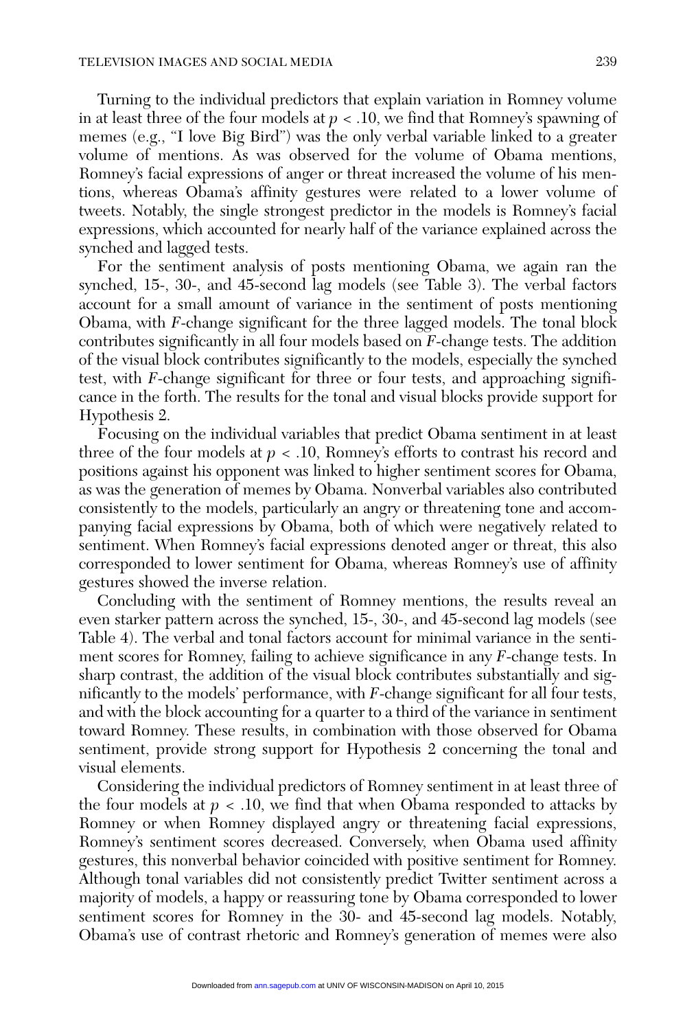Turning to the individual predictors that explain variation in Romney volume in at least three of the four models at $p < .10$, we find that Romney's spawning of memes (e.g., "I love Big Bird") was the only verbal variable linked to a greater volume of mentions. As was observed for the volume of Obama mentions, Romney's facial expressions of anger or threat increased the volume of his mentions, whereas Obama's affinity gestures were related to a lower volume of tweets. Notably, the single strongest predictor in the models is Romney's facial expressions, which accounted for nearly half of the variance explained across the synched and lagged tests.

For the sentiment analysis of posts mentioning Obama, we again ran the synched, 15-, 30-, and 45-second lag models (see Table 3). The verbal factors account for a small amount of variance in the sentiment of posts mentioning Obama, with *F*-change significant for the three lagged models. The tonal block contributes significantly in all four models based on *F*-change tests. The addition of the visual block contributes significantly to the models, especially the synched test, with *F*-change significant for three or four tests, and approaching significance in the forth. The results for the tonal and visual blocks provide support for Hypothesis 2.

Focusing on the individual variables that predict Obama sentiment in at least three of the four models at $p < .10$, Romney's efforts to contrast his record and positions against his opponent was linked to higher sentiment scores for Obama, as was the generation of memes by Obama. Nonverbal variables also contributed consistently to the models, particularly an angry or threatening tone and accompanying facial expressions by Obama, both of which were negatively related to sentiment. When Romney's facial expressions denoted anger or threat, this also corresponded to lower sentiment for Obama, whereas Romney's use of affinity gestures showed the inverse relation.

Concluding with the sentiment of Romney mentions, the results reveal an even starker pattern across the synched, 15-, 30-, and 45-second lag models (see Table 4). The verbal and tonal factors account for minimal variance in the sentiment scores for Romney, failing to achieve significance in any *F*-change tests. In sharp contrast, the addition of the visual block contributes substantially and significantly to the models' performance, with *F*-change significant for all four tests, and with the block accounting for a quarter to a third of the variance in sentiment toward Romney. These results, in combination with those observed for Obama sentiment, provide strong support for Hypothesis 2 concerning the tonal and visual elements.

Considering the individual predictors of Romney sentiment in at least three of the four models at $p < .10$, we find that when Obama responded to attacks by Romney or when Romney displayed angry or threatening facial expressions, Romney's sentiment scores decreased. Conversely, when Obama used affinity gestures, this nonverbal behavior coincided with positive sentiment for Romney. Although tonal variables did not consistently predict Twitter sentiment across a majority of models, a happy or reassuring tone by Obama corresponded to lower sentiment scores for Romney in the 30- and 45-second lag models. Notably, Obama's use of contrast rhetoric and Romney's generation of memes were also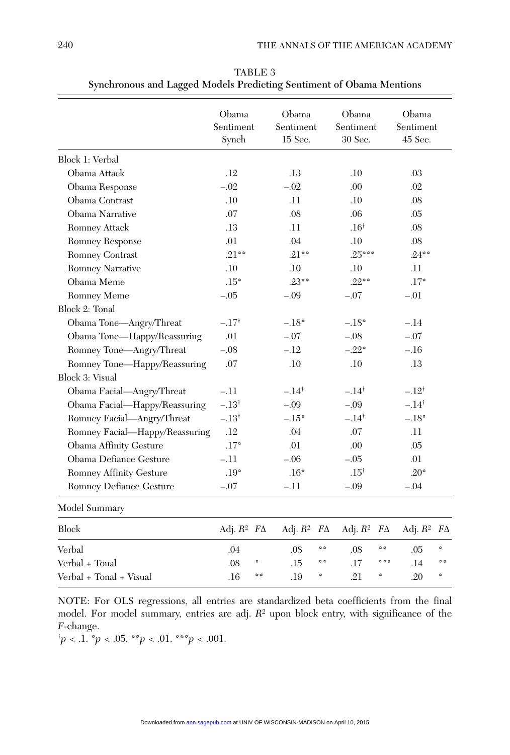TABLE 3
**Synchronous and Lagged Models Predicting Sentiment of Obama Mentions**

| | Obama Sentiment Synch | | Obama Sentiment 15 Sec. | | Obama Sentiment 30 Sec. | | Obama Sentiment 45 Sec. | |
|---|---|---|---|---|---|---|---|---|
| Block 1: Verbal | | | | | | | | |
| Obama Attack | .12 | | .13 | | .10 | | .03 | |
| Obama Response | –.02 | | –.02 | | .00 | | .02 | |
| Obama Contrast | .10 | | .11 | | .10 | | .08 | |
| Obama Narrative | .07 | | .08 | | .06 | | .05 | |
| Romney Attack | .13 | | .11 | | .16† | | .08 | |
| Romney Response | .01 | | .04 | | .10 | | .08 | |
| Romney Contrast | .21** | | .21** | | .25*** | | .24** | |
| Romney Narrative | .10 | | .10 | | .10 | | .11 | |
| Obama Meme | .15* | | .23** | | .22** | | .17* | |
| Romney Meme | –.05 | | –.09 | | –.07 | | –.01 | |
| Block 2: Tonal | | | | | | | | |
| Obama Tone—Angry/Threat | –.17† | | –.18* | | –.18* | | –.14 | |
| Obama Tone—Happy/Reassuring | .01 | | –.07 | | –.08 | | –.07 | |
| Romney Tone—Angry/Threat | –.08 | | –.12 | | –.22* | | –.16 | |
| Romney Tone—Happy/Reassuring | .07 | | .10 | | .10 | | .13 | |
| Block 3: Visual | | | | | | | | |
| Obama Facial—Angry/Threat | –.11 | | –.14† | | –.14† | | –.12† | |
| Obama Facial—Happy/Reassuring | –.13† | | –.09 | | –.09 | | –.14† | |
| Romney Facial—Angry/Threat | –.13† | | –.15* | | –.14† | | –.18* | |
| Romney Facial—Happy/Reassuring | .12 | | .04 | | .07 | | .11 | |
| Obama Affinity Gesture | .17* | | .01 | | .00 | | .05 | |
| Obama Defiance Gesture | –.11 | | –.06 | | –.05 | | .01 | |
| Romney Affinity Gesture | .19* | | .16* | | .15† | | .20* | |
| Romney Defiance Gesture | –.07 | | –.11 | | –.09 | | –.04 | |
| Model Summary | | | | | | | | |
| Block | Adj. $R^2$ | $F\Delta$ | Adj. $R^2$ | $F\Delta$ | Adj. $R^2$ | $F\Delta$ | Adj. $R^2$ | $F\Delta$ |
| Verbal | .04 | | .08 | ** | .08 | ** | .05 | * |
| Verbal + Tonal | .08 | * | .15 | ** | .17 | *** | .14 | ** |
| Verbal + Tonal + Visual | .16 | ** | .19 | * | .21 | * | .20 | * |

NOTE: For OLS regressions, all entries are standardized beta coefficients from the final model. For model summary, entries are adj. $R^2$ upon block entry, with significance of the $F$-change.
†$p < .1$. *$p < .05$. **$p < .01$. ***$p < .001$.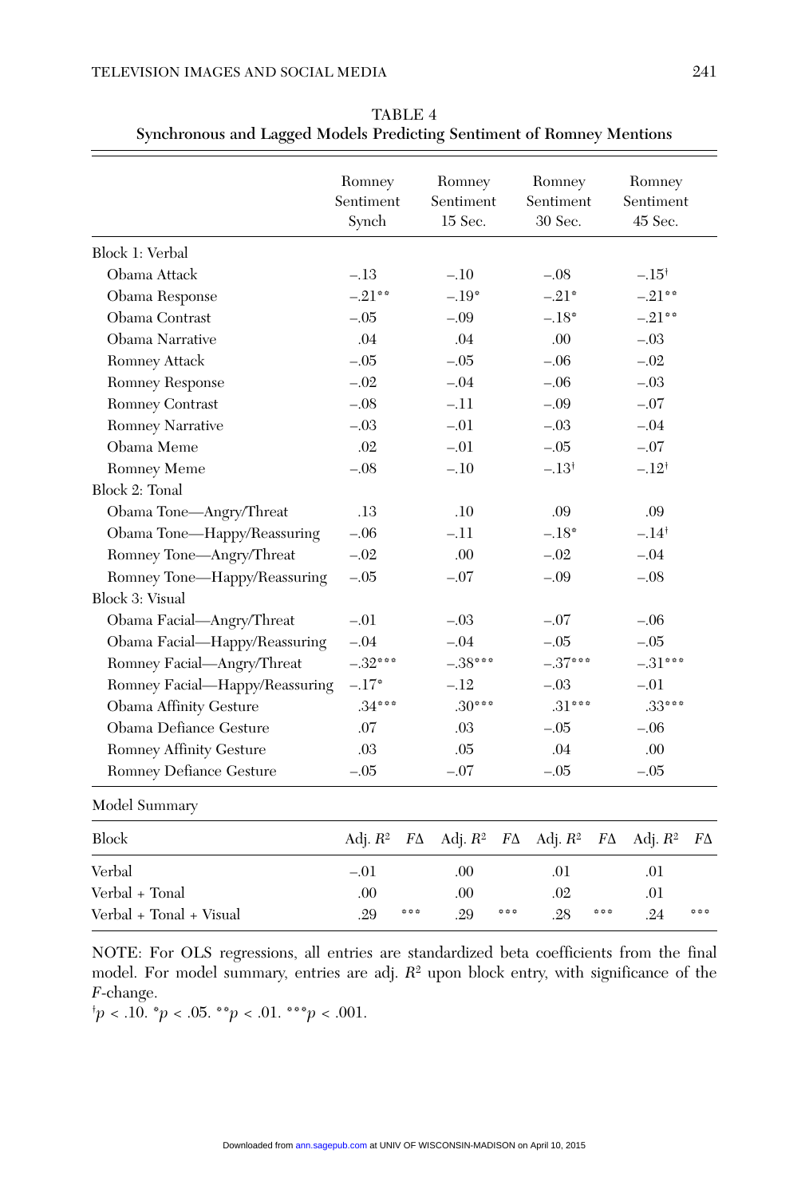TABLE 4
**Synchronous and Lagged Models Predicting Sentiment of Romney Mentions**

| | Romney Sentiment Synch | | Romney Sentiment 15 Sec. | | Romney Sentiment 30 Sec. | | Romney Sentiment 45 Sec. | |
|---|---|---|---|---|---|---|---|---|
| Block 1: Verbal | | | | | | | | |
| Obama Attack | –.13 | | –.10 | | –.08 | | –.15† | |
| Obama Response | –.21** | | –.19* | | –.21* | | –.21** | |
| Obama Contrast | –.05 | | –.09 | | –.18* | | –.21** | |
| Obama Narrative | .04 | | .04 | | .00 | | –.03 | |
| Romney Attack | –.05 | | –.05 | | –.06 | | –.02 | |
| Romney Response | –.02 | | –.04 | | –.06 | | –.03 | |
| Romney Contrast | –.08 | | –.11 | | –.09 | | –.07 | |
| Romney Narrative | –.03 | | –.01 | | –.03 | | –.04 | |
| Obama Meme | .02 | | –.01 | | –.05 | | –.07 | |
| Romney Meme | –.08 | | –.10 | | –.13† | | –.12† | |
| Block 2: Tonal | | | | | | | | |
| Obama Tone—Angry/Threat | .13 | | .10 | | .09 | | .09 | |
| Obama Tone—Happy/Reassuring | –.06 | | –.11 | | –.18* | | –.14† | |
| Romney Tone—Angry/Threat | –.02 | | .00 | | –.02 | | –.04 | |
| Romney Tone—Happy/Reassuring | –.05 | | –.07 | | –.09 | | –.08 | |
| Block 3: Visual | | | | | | | | |
| Obama Facial—Angry/Threat | –.01 | | –.03 | | –.07 | | –.06 | |
| Obama Facial—Happy/Reassuring | –.04 | | –.04 | | –.05 | | –.05 | |
| Romney Facial—Angry/Threat | –.32*** | | –.38*** | | –.37*** | | –.31*** | |
| Romney Facial—Happy/Reassuring | –.17* | | –.12 | | –.03 | | –.01 | |
| Obama Affinity Gesture | .34*** | | .30*** | | .31*** | | .33*** | |
| Obama Defiance Gesture | .07 | | .03 | | –.05 | | –.06 | |
| Romney Affinity Gesture | .03 | | .05 | | .04 | | .00 | |
| Romney Defiance Gesture | –.05 | | –.07 | | –.05 | | –.05 | |
| Model Summary | | | | | | | | |
| Block | Adj. $R^2$ | $F\Delta$ | Adj. $R^2$ | $F\Delta$ | Adj. $R^2$ | $F\Delta$ | Adj. $R^2$ | $F\Delta$ |
| Verbal | –.01 | | .00 | | .01 | | .01 | |
| Verbal + Tonal | .00 | | .00 | | .02 | | .01 | |
| Verbal + Tonal + Visual | .29 | *** | .29 | *** | .28 | *** | .24 | *** |

NOTE: For OLS regressions, all entries are standardized beta coefficients from the final model. For model summary, entries are adj. $R^2$ upon block entry, with significance of the $F$-change.
†$p < .10$. *$p < .05$. **$p < .01$. ***$p < .001$.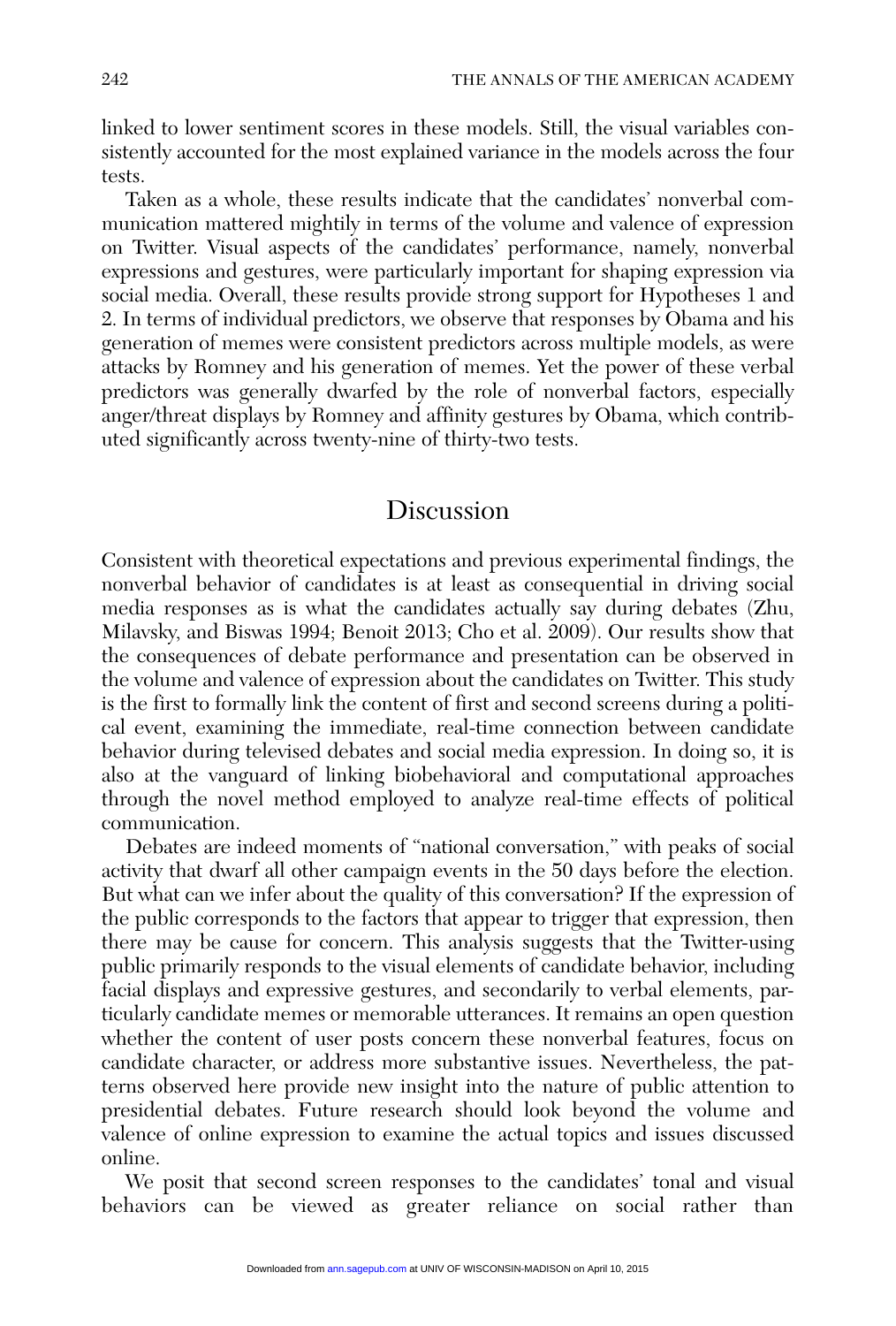linked to lower sentiment scores in these models. Still, the visual variables consistently accounted for the most explained variance in the models across the four tests.

Taken as a whole, these results indicate that the candidates' nonverbal communication mattered mightily in terms of the volume and valence of expression on Twitter. Visual aspects of the candidates' performance, namely, nonverbal expressions and gestures, were particularly important for shaping expression via social media. Overall, these results provide strong support for Hypotheses 1 and 2. In terms of individual predictors, we observe that responses by Obama and his generation of memes were consistent predictors across multiple models, as were attacks by Romney and his generation of memes. Yet the power of these verbal predictors was generally dwarfed by the role of nonverbal factors, especially anger/threat displays by Romney and affinity gestures by Obama, which contributed significantly across twenty-nine of thirty-two tests.

## Discussion

Consistent with theoretical expectations and previous experimental findings, the nonverbal behavior of candidates is at least as consequential in driving social media responses as is what the candidates actually say during debates (Zhu, Milavsky, and Biswas 1994; Benoit 2013; Cho et al. 2009). Our results show that the consequences of debate performance and presentation can be observed in the volume and valence of expression about the candidates on Twitter. This study is the first to formally link the content of first and second screens during a political event, examining the immediate, real-time connection between candidate behavior during televised debates and social media expression. In doing so, it is also at the vanguard of linking biobehavioral and computational approaches through the novel method employed to analyze real-time effects of political communication.

Debates are indeed moments of "national conversation," with peaks of social activity that dwarf all other campaign events in the 50 days before the election. But what can we infer about the quality of this conversation? If the expression of the public corresponds to the factors that appear to trigger that expression, then there may be cause for concern. This analysis suggests that the Twitter-using public primarily responds to the visual elements of candidate behavior, including facial displays and expressive gestures, and secondarily to verbal elements, particularly candidate memes or memorable utterances. It remains an open question whether the content of user posts concern these nonverbal features, focus on candidate character, or address more substantive issues. Nevertheless, the patterns observed here provide new insight into the nature of public attention to presidential debates. Future research should look beyond the volume and valence of online expression to examine the actual topics and issues discussed online.

We posit that second screen responses to the candidates' tonal and visual behaviors can be viewed as greater reliance on social rather than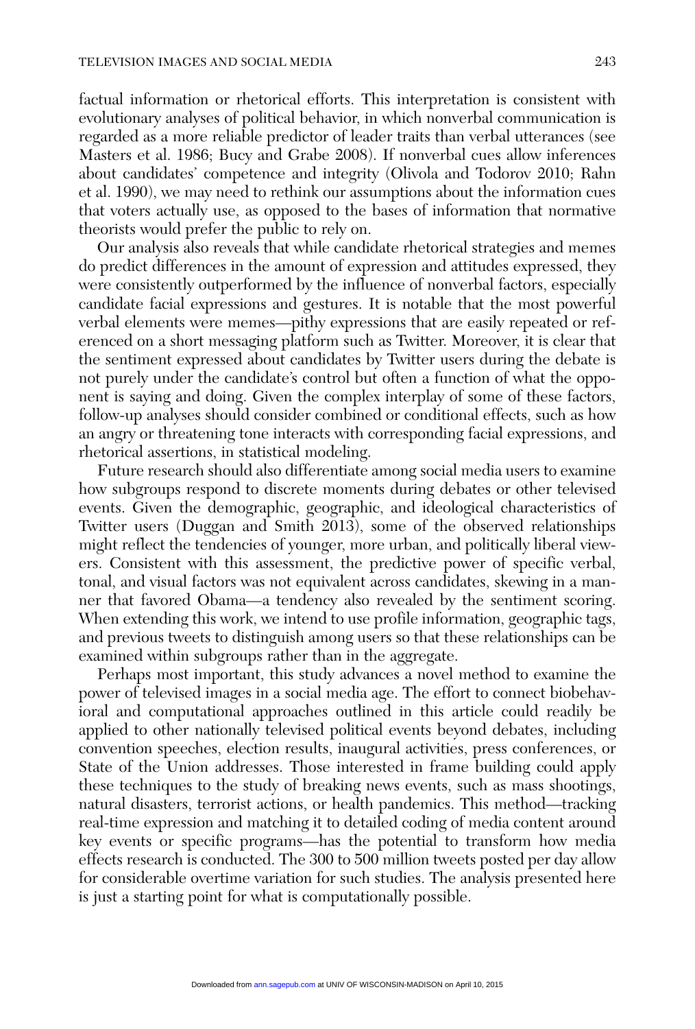factual information or rhetorical efforts. This interpretation is consistent with evolutionary analyses of political behavior, in which nonverbal communication is regarded as a more reliable predictor of leader traits than verbal utterances (see Masters et al. 1986; Bucy and Grabe 2008). If nonverbal cues allow inferences about candidates' competence and integrity (Olivola and Todorov 2010; Rahn et al. 1990), we may need to rethink our assumptions about the information cues that voters actually use, as opposed to the bases of information that normative theorists would prefer the public to rely on.

Our analysis also reveals that while candidate rhetorical strategies and memes do predict differences in the amount of expression and attitudes expressed, they were consistently outperformed by the influence of nonverbal factors, especially candidate facial expressions and gestures. It is notable that the most powerful verbal elements were memes—pithy expressions that are easily repeated or referenced on a short messaging platform such as Twitter. Moreover, it is clear that the sentiment expressed about candidates by Twitter users during the debate is not purely under the candidate's control but often a function of what the opponent is saying and doing. Given the complex interplay of some of these factors, follow-up analyses should consider combined or conditional effects, such as how an angry or threatening tone interacts with corresponding facial expressions, and rhetorical assertions, in statistical modeling.

Future research should also differentiate among social media users to examine how subgroups respond to discrete moments during debates or other televised events. Given the demographic, geographic, and ideological characteristics of Twitter users (Duggan and Smith 2013), some of the observed relationships might reflect the tendencies of younger, more urban, and politically liberal viewers. Consistent with this assessment, the predictive power of specific verbal, tonal, and visual factors was not equivalent across candidates, skewing in a manner that favored Obama—a tendency also revealed by the sentiment scoring. When extending this work, we intend to use profile information, geographic tags, and previous tweets to distinguish among users so that these relationships can be examined within subgroups rather than in the aggregate.

Perhaps most important, this study advances a novel method to examine the power of televised images in a social media age. The effort to connect biobehavioral and computational approaches outlined in this article could readily be applied to other nationally televised political events beyond debates, including convention speeches, election results, inaugural activities, press conferences, or State of the Union addresses. Those interested in frame building could apply these techniques to the study of breaking news events, such as mass shootings, natural disasters, terrorist actions, or health pandemics. This method—tracking real-time expression and matching it to detailed coding of media content around key events or specific programs—has the potential to transform how media effects research is conducted. The 300 to 500 million tweets posted per day allow for considerable overtime variation for such studies. The analysis presented here is just a starting point for what is computationally possible.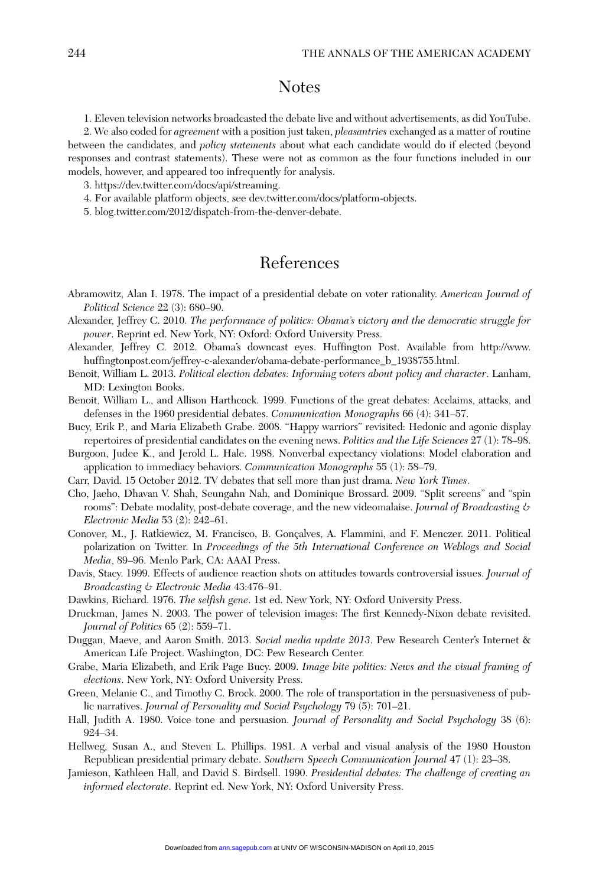# Notes

1. Eleven television networks broadcasted the debate live and without advertisements, as did YouTube.

2. We also coded for *agreement* with a position just taken, *pleasantries* exchanged as a matter of routine between the candidates, and *policy statements* about what each candidate would do if elected (beyond responses and contrast statements). These were not as common as the four functions included in our models, however, and appeared too infrequently for analysis.

3. https://dev.twitter.com/docs/api/streaming.

4. For available platform objects, see dev.twitter.com/docs/platform-objects.

5. blog.twitter.com/2012/dispatch-from-the-denver-debate.

# References

Abramowitz, Alan I. 1978. The impact of a presidential debate on voter rationality. *American Journal of Political Science* 22 (3): 680–90.

Alexander, Jeffrey C. 2010. *The performance of politics: Obama's victory and the democratic struggle for power*. Reprint ed. New York, NY: Oxford: Oxford University Press.

Alexander, Jeffrey C. 2012. Obama's downcast eyes. Huffington Post. Available from http://www.huffingtonpost.com/jeffrey-c-alexander/obama-debate-performance_b_1938755.html.

Benoit, William L. 2013. *Political election debates: Informing voters about policy and character*. Lanham, MD: Lexington Books.

Benoit, William L., and Allison Harthcock. 1999. Functions of the great debates: Acclaims, attacks, and defenses in the 1960 presidential debates. *Communication Monographs* 66 (4): 341–57.

Bucy, Erik P., and Maria Elizabeth Grabe. 2008. "Happy warriors" revisited: Hedonic and agonic display repertoires of presidential candidates on the evening news. *Politics and the Life Sciences* 27 (1): 78–98.

Burgoon, Judee K., and Jerold L. Hale. 1988. Nonverbal expectancy violations: Model elaboration and application to immediacy behaviors. *Communication Monographs* 55 (1): 58–79.

Carr, David. 15 October 2012. TV debates that sell more than just drama. *New York Times*.

Cho, Jaeho, Dhavan V. Shah, Seungahn Nah, and Dominique Brossard. 2009. "Split screens" and "spin rooms": Debate modality, post-debate coverage, and the new videomalaise. *Journal of Broadcasting & Electronic Media* 53 (2): 242–61.

Conover, M., J. Ratkiewicz, M. Francisco, B. Gonçalves, A. Flammini, and F. Menczer. 2011. Political polarization on Twitter. In *Proceedings of the 5th International Conference on Weblogs and Social Media*, 89–96. Menlo Park, CA: AAAI Press.

Davis, Stacy. 1999. Effects of audience reaction shots on attitudes towards controversial issues. *Journal of Broadcasting & Electronic Media* 43:476–91.

Dawkins, Richard. 1976. *The selfish gene*. 1st ed. New York, NY: Oxford University Press.

Druckman, James N. 2003. The power of television images: The first Kennedy-Nixon debate revisited. *Journal of Politics* 65 (2): 559–71.

Duggan, Maeve, and Aaron Smith. 2013. *Social media update 2013*. Pew Research Center's Internet & American Life Project. Washington, DC: Pew Research Center.

Grabe, Maria Elizabeth, and Erik Page Bucy. 2009. *Image bite politics: News and the visual framing of elections*. New York, NY: Oxford University Press.

Green, Melanie C., and Timothy C. Brock. 2000. The role of transportation in the persuasiveness of public narratives. *Journal of Personality and Social Psychology* 79 (5): 701–21.

Hall, Judith A. 1980. Voice tone and persuasion. *Journal of Personality and Social Psychology* 38 (6): 924–34.

Hellweg, Susan A., and Steven L. Phillips. 1981. A verbal and visual analysis of the 1980 Houston Republican presidential primary debate. *Southern Speech Communication Journal* 47 (1): 23–38.

Jamieson, Kathleen Hall, and David S. Birdsell. 1990. *Presidential debates: The challenge of creating an informed electorate*. Reprint ed. New York, NY: Oxford University Press.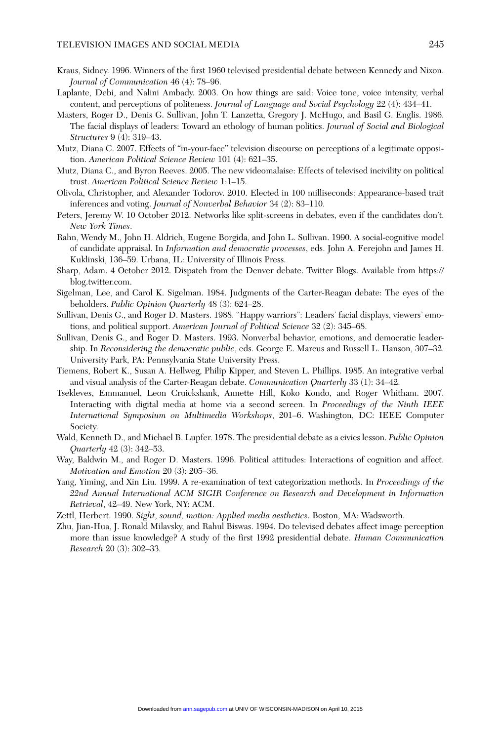Kraus, Sidney. 1996. Winners of the first 1960 televised presidential debate between Kennedy and Nixon. *Journal of Communication* 46 (4): 78–96.

Laplante, Debi, and Nalini Ambady. 2003. On how things are said: Voice tone, voice intensity, verbal content, and perceptions of politeness. *Journal of Language and Social Psychology* 22 (4): 434–41.

Masters, Roger D., Denis G. Sullivan, John T. Lanzetta, Gregory J. McHugo, and Basil G. Englis. 1986. The facial displays of leaders: Toward an ethology of human politics. *Journal of Social and Biological Structures* 9 (4): 319–43.

Mutz, Diana C. 2007. Effects of "in-your-face" television discourse on perceptions of a legitimate opposition. *American Political Science Review* 101 (4): 621–35.

Mutz, Diana C., and Byron Reeves. 2005. The new videomalaise: Effects of televised incivility on political trust. *American Political Science Review* 1:1–15.

Olivola, Christopher, and Alexander Todorov. 2010. Elected in 100 milliseconds: Appearance-based trait inferences and voting. *Journal of Nonverbal Behavior* 34 (2): 83–110.

Peters, Jeremy W. 10 October 2012. Networks like split-screens in debates, even if the candidates don't. *New York Times*.

Rahn, Wendy M., John H. Aldrich, Eugene Borgida, and John L. Sullivan. 1990. A social-cognitive model of candidate appraisal. In *Information and democratic processes*, eds. John A. Ferejohn and James H. Kuklinski, 136–59. Urbana, IL: University of Illinois Press.

Sharp, Adam. 4 October 2012. Dispatch from the Denver debate. Twitter Blogs. Available from https://blog.twitter.com.

Sigelman, Lee, and Carol K. Sigelman. 1984. Judgments of the Carter-Reagan debate: The eyes of the beholders. *Public Opinion Quarterly* 48 (3): 624–28.

Sullivan, Denis G., and Roger D. Masters. 1988. "Happy warriors": Leaders' facial displays, viewers' emotions, and political support. *American Journal of Political Science* 32 (2): 345–68.

Sullivan, Denis G., and Roger D. Masters. 1993. Nonverbal behavior, emotions, and democratic leadership. In *Reconsidering the democratic public*, eds. George E. Marcus and Russell L. Hanson, 307–32. University Park, PA: Pennsylvania State University Press.

Tiemens, Robert K., Susan A. Hellweg, Philip Kipper, and Steven L. Phillips. 1985. An integrative verbal and visual analysis of the Carter-Reagan debate. *Communication Quarterly* 33 (1): 34–42.

Tsekleves, Emmanuel, Leon Cruickshank, Annette Hill, Koko Kondo, and Roger Whitham. 2007. Interacting with digital media at home via a second screen. In *Proceedings of the Ninth IEEE International Symposium on Multimedia Workshops*, 201–6. Washington, DC: IEEE Computer Society.

Wald, Kenneth D., and Michael B. Lupfer. 1978. The presidential debate as a civics lesson. *Public Opinion Quarterly* 42 (3): 342–53.

Way, Baldwin M., and Roger D. Masters. 1996. Political attitudes: Interactions of cognition and affect. *Motivation and Emotion* 20 (3): 205–36.

Yang, Yiming, and Xin Liu. 1999. A re-examination of text categorization methods. In *Proceedings of the 22nd Annual International ACM SIGIR Conference on Research and Development in Information Retrieval*, 42–49. New York, NY: ACM.

Zettl, Herbert. 1990. *Sight, sound, motion: Applied media aesthetics*. Boston, MA: Wadsworth.

Zhu, Jian-Hua, J. Ronald Milavsky, and Rahul Biswas. 1994. Do televised debates affect image perception more than issue knowledge? A study of the first 1992 presidential debate. *Human Communication Research* 20 (3): 302–33.